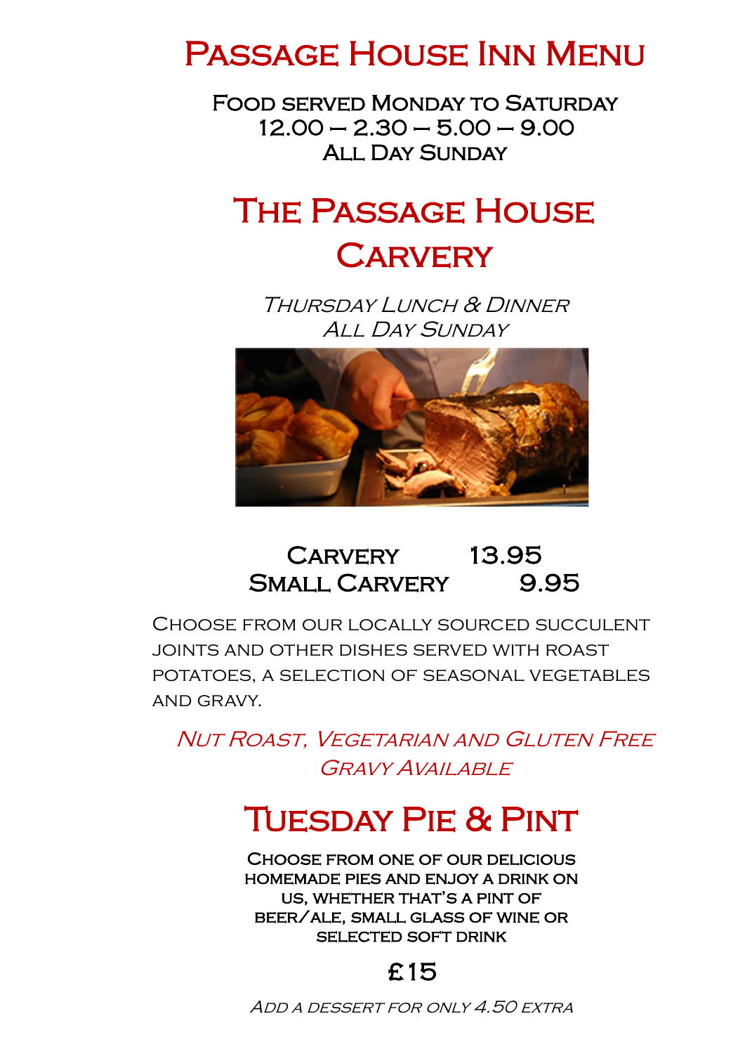# Passage House Inn Menu

**Food served Monday to Saturday**
**12.00 – 2.30 – 5.00 – 9.00**
**All Day Sunday**

## The Passage House Carvery

*Thursday Lunch & Dinner*
*All Day Sunday*

| | |
|---|---|
| **Carvery** | **13.95** |
| **Small Carvery** | **9.95** |

Choose from our locally sourced succulent joints and other dishes served with roast potatoes, a selection of seasonal vegetables and gravy.

*Nut Roast, Vegetarian and Gluten Free Gravy Available*

## Tuesday Pie & Pint

**Choose from one of our delicious homemade pies and enjoy a drink on us, whether that's a pint of beer/ale, small glass of wine or selected soft drink**

**£15**

*Add a dessert for only 4.50 extra*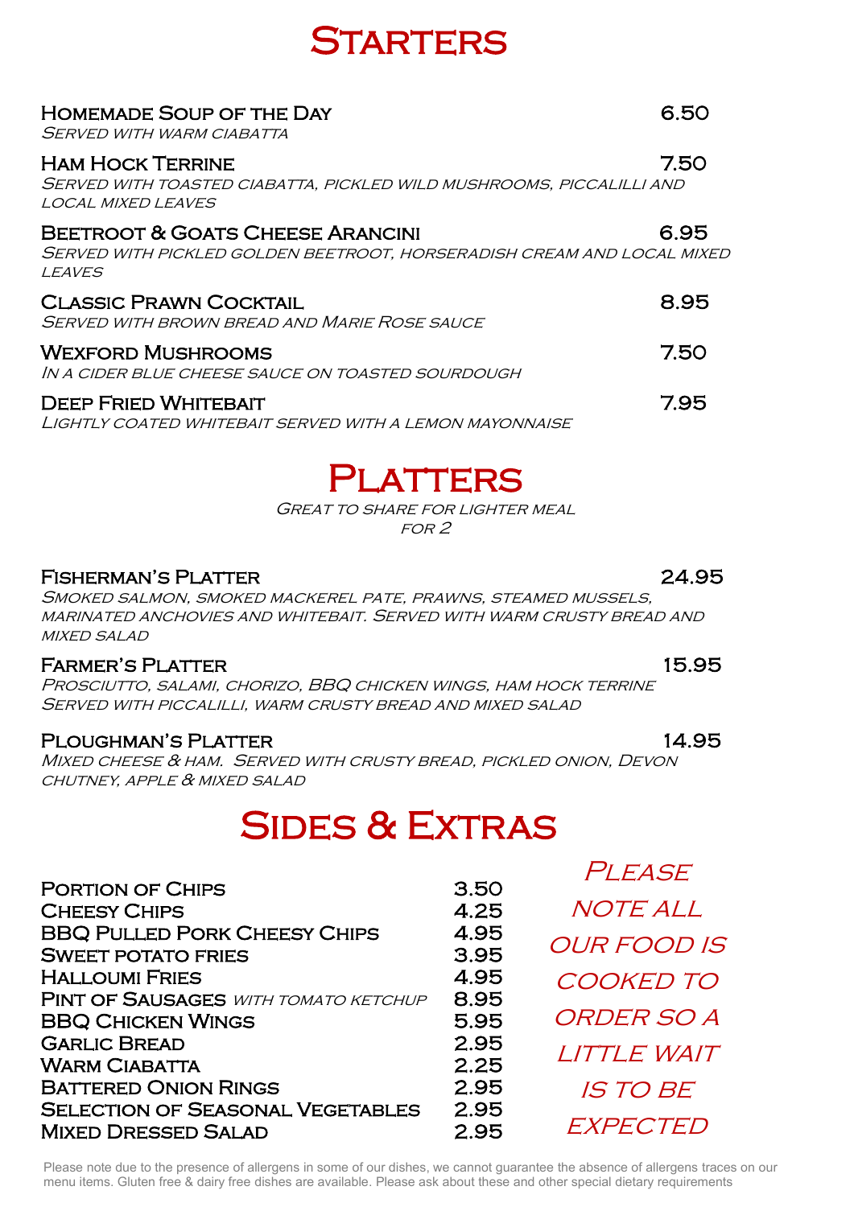# Starters

**Homemade Soup of the Day** — 6.50
*Served with warm ciabatta*

**Ham Hock Terrine** — 7.50
*Served with toasted ciabatta, pickled wild mushrooms, piccalilli and local mixed leaves*

**Beetroot & Goats Cheese Arancini** — 6.95
*Served with pickled golden beetroot, horseradish cream and local mixed leaves*

**Classic Prawn Cocktail** — 8.95
*Served with brown bread and Marie Rose sauce*

**Wexford Mushrooms** — 7.50
*In a cider blue cheese sauce on toasted sourdough*

**Deep Fried Whitebait** — 7.95
*Lightly coated whitebait served with a lemon mayonnaise*

# Platters

*Great to share for lighter meal for 2*

**Fisherman's Platter** — 24.95
*Smoked salmon, smoked mackerel pate, prawns, steamed mussels, marinated anchovies and whitebait. Served with warm crusty bread and mixed salad*

**Farmer's Platter** — 15.95
*Prosciutto, salami, chorizo, BBQ chicken wings, ham hock terrine served with piccalilli, warm crusty bread and mixed salad*

**Ploughman's Platter** — 14.95
*Mixed cheese & ham. Served with crusty bread, pickled onion, Devon chutney, apple & mixed salad*

# Sides & Extras

| Item | Price |
|---|---|
| Portion of Chips | 3.50 |
| Cheesy Chips | 4.25 |
| BBQ Pulled Pork Cheesy Chips | 4.95 |
| Sweet Potato Fries | 3.95 |
| Halloumi Fries | 4.95 |
| Pint of Sausages *with tomato ketchup* | 8.95 |
| BBQ Chicken Wings | 5.95 |
| Garlic Bread | 2.95 |
| Warm Ciabatta | 2.25 |
| Battered Onion Rings | 2.95 |
| Selection of Seasonal Vegetables | 2.95 |
| Mixed Dressed Salad | 2.95 |

*Please note all our food is cooked to order so a little wait is to be expected*

Please note due to the presence of allergens in some of our dishes, we cannot guarantee the absence of allergens traces on our menu items. Gluten free & dairy free dishes are available. Please ask about these and other special dietary requirements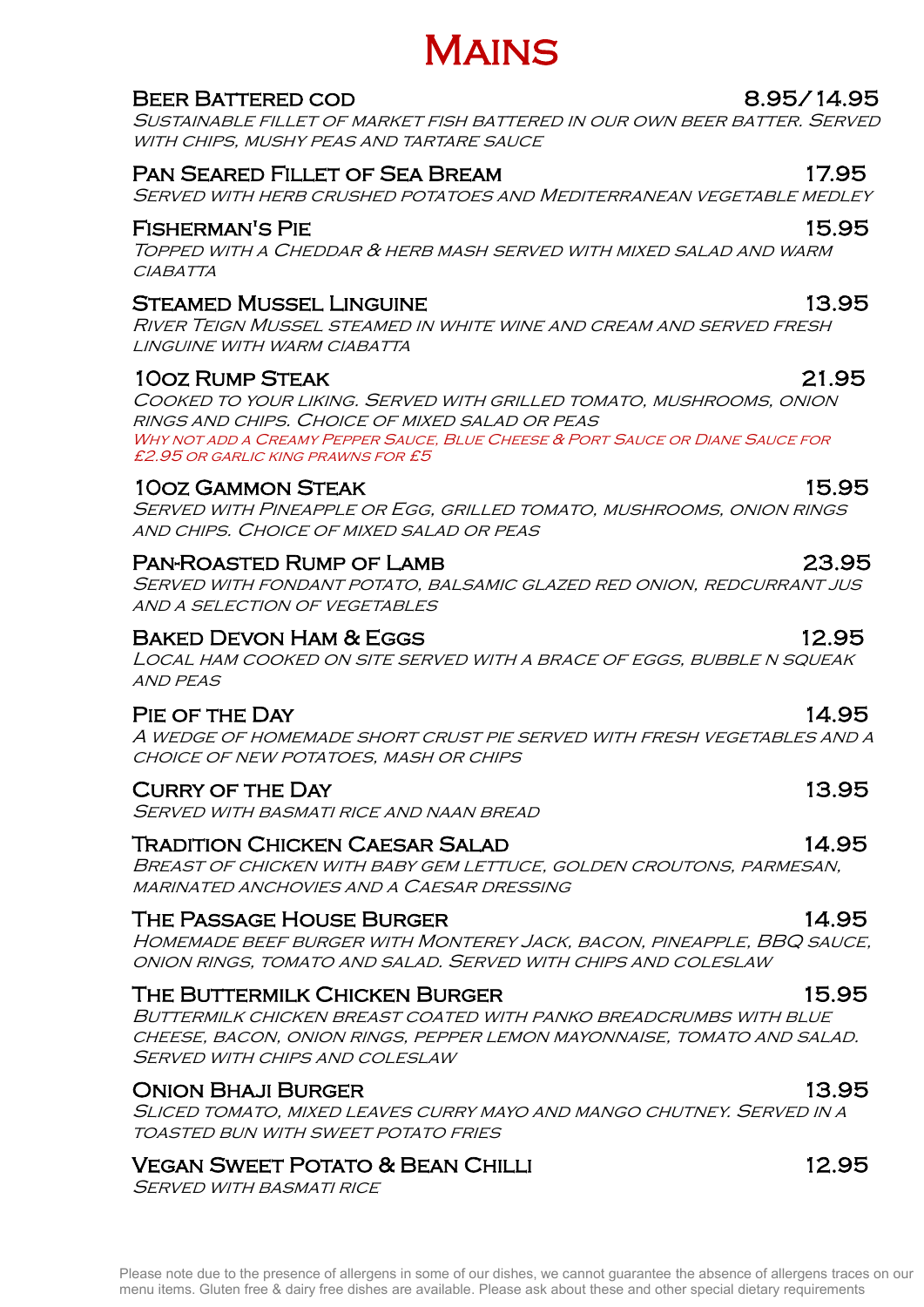# Mains

## Beer Battered Cod — 8.95/14.95

*Sustainable fillet of market fish battered in our own beer batter. Served with chips, mushy peas and tartare sauce*

## Pan Seared Fillet of Sea Bream — 17.95

*Served with herb crushed potatoes and Mediterranean vegetable medley*

## Fisherman's Pie — 15.95

*Topped with a Cheddar & herb mash served with mixed salad and warm ciabatta*

## Steamed Mussel Linguine — 13.95

*River Teign Mussel steamed in white wine and cream and served fresh linguine with warm ciabatta*

## 10oz Rump Steak — 21.95

*Cooked to your liking. Served with grilled tomato, mushrooms, onion rings and chips. Choice of mixed salad or peas*

*Why not add a Creamy Pepper Sauce, Blue Cheese & Port Sauce or Diane Sauce for £2.95 or garlic king prawns for £5*

## 10oz Gammon Steak — 15.95

*Served with Pineapple or Egg, grilled tomato, mushrooms, onion rings and chips. Choice of mixed salad or peas*

## Pan-Roasted Rump of Lamb — 23.95

*Served with fondant potato, balsamic glazed red onion, redcurrant jus and a selection of vegetables*

## Baked Devon Ham & Eggs — 12.95

*Local ham cooked on site served with a brace of eggs, bubble n squeak and peas*

## Pie of the Day — 14.95

*A wedge of homemade short crust pie served with fresh vegetables and a choice of new potatoes, mash or chips*

## Curry of the Day — 13.95

*Served with basmati rice and naan bread*

## Tradition Chicken Caesar Salad — 14.95

*Breast of chicken with baby gem lettuce, golden croutons, parmesan, marinated anchovies and a Caesar dressing*

## The Passage House Burger — 14.95

*Homemade beef burger with Monterey Jack, bacon, pineapple, BBQ sauce, onion rings, tomato and salad. Served with chips and coleslaw*

## The Buttermilk Chicken Burger — 15.95

*Buttermilk chicken breast coated with panko breadcrumbs with blue cheese, bacon, onion rings, pepper lemon mayonnaise, tomato and salad. Served with chips and coleslaw*

## Onion Bhaji Burger — 13.95

*Sliced tomato, mixed leaves curry mayo and mango chutney. Served in a toasted bun with sweet potato fries*

## Vegan Sweet Potato & Bean Chilli — 12.95

*Served with basmati rice*

Please note due to the presence of allergens in some of our dishes, we cannot guarantee the absence of allergens traces on our menu items. Gluten free & dairy free dishes are available. Please ask about these and other special dietary requirements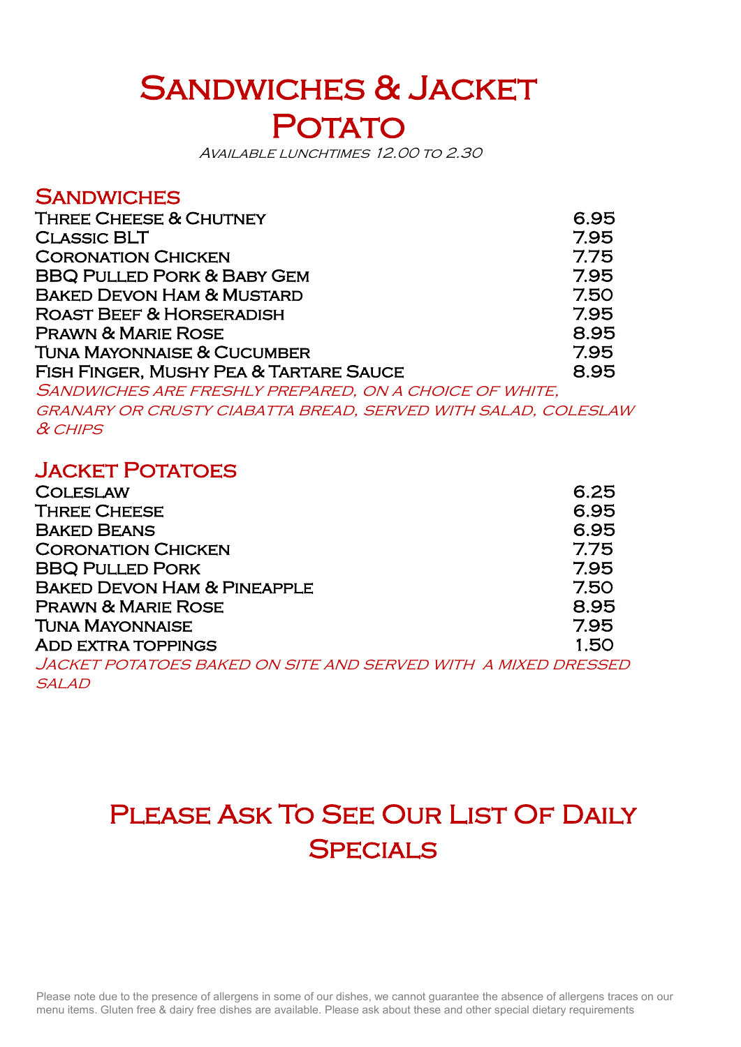# Sandwiches & Jacket Potato

*Available lunchtimes 12.00 to 2.30*

## Sandwiches

| Item | Price |
|---|---|
| Three Cheese & Chutney | 6.95 |
| Classic BLT | 7.95 |
| Coronation Chicken | 7.75 |
| BBQ Pulled Pork & Baby Gem | 7.95 |
| Baked Devon Ham & Mustard | 7.50 |
| Roast Beef & Horseradish | 7.95 |
| Prawn & Marie Rose | 8.95 |
| Tuna Mayonnaise & Cucumber | 7.95 |
| Fish Finger, Mushy Pea & Tartare Sauce | 8.95 |

*Sandwiches are freshly prepared, on a choice of white, granary or crusty ciabatta bread, served with salad, coleslaw & chips*

## Jacket Potatoes

| Item | Price |
|---|---|
| Coleslaw | 6.25 |
| Three Cheese | 6.95 |
| Baked Beans | 6.95 |
| Coronation Chicken | 7.75 |
| BBQ Pulled Pork | 7.95 |
| Baked Devon Ham & Pineapple | 7.50 |
| Prawn & Marie Rose | 8.95 |
| Tuna Mayonnaise | 7.95 |
| Add extra toppings | 1.50 |

*Jacket potatoes baked on site and served with a mixed dressed salad*

## Please Ask To See Our List Of Daily Specials

Please note due to the presence of allergens in some of our dishes, we cannot guarantee the absence of allergens traces on our menu items. Gluten free & dairy free dishes are available. Please ask about these and other special dietary requirements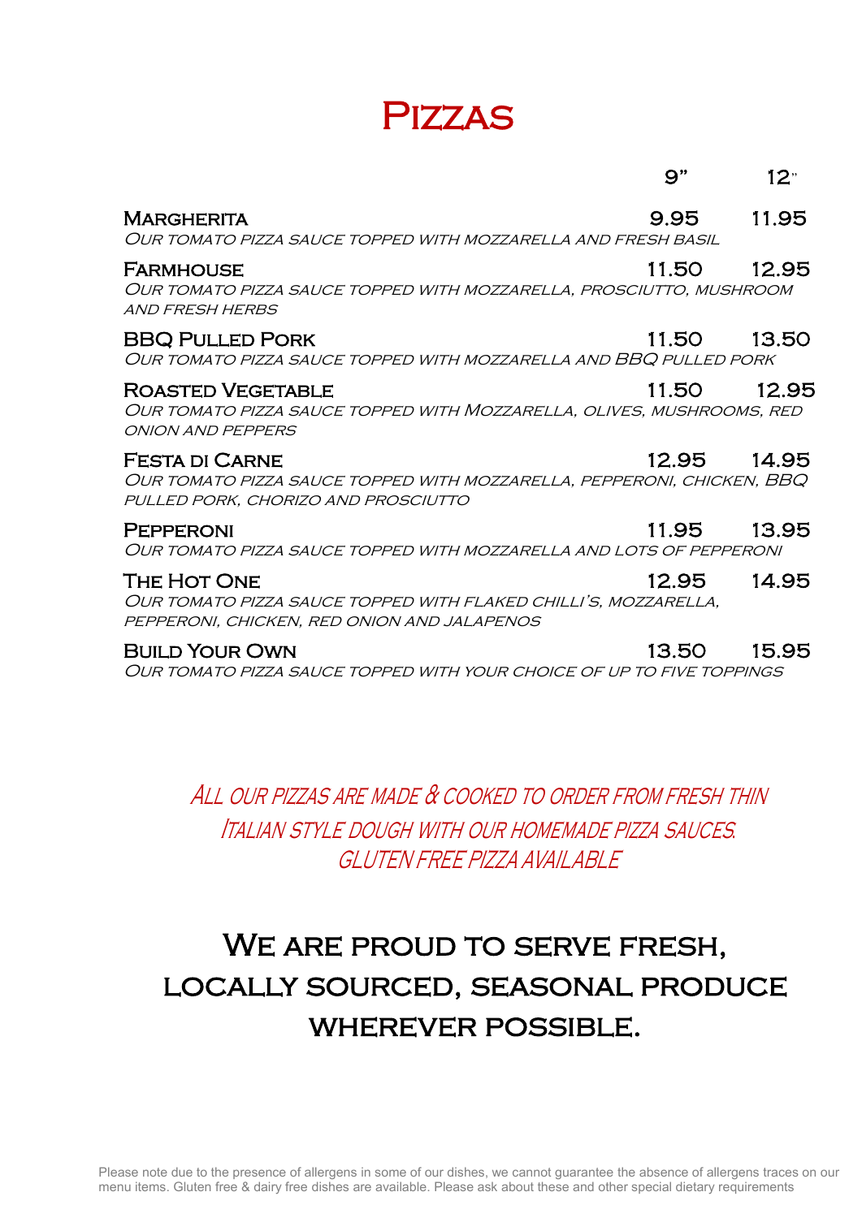# Pizzas

| | 9" | 12" |
|---|---|---|
| **Margherita**<br>*Our tomato pizza sauce topped with mozzarella and fresh basil* | 9.95 | 11.95 |
| **Farmhouse**<br>*Our tomato pizza sauce topped with mozzarella, prosciutto, mushroom and fresh herbs* | 11.50 | 12.95 |
| **BBQ Pulled Pork**<br>*Our tomato pizza sauce topped with mozzarella and BBQ pulled pork* | 11.50 | 13.50 |
| **Roasted Vegetable**<br>*Our tomato pizza sauce topped with Mozzarella, olives, mushrooms, red onion and peppers* | 11.50 | 12.95 |
| **Festa di Carne**<br>*Our tomato pizza sauce topped with mozzarella, pepperoni, chicken, BBQ pulled pork, chorizo and prosciutto* | 12.95 | 14.95 |
| **Pepperoni**<br>*Our tomato pizza sauce topped with mozzarella and lots of pepperoni* | 11.95 | 13.95 |
| **The Hot One**<br>*Our tomato pizza sauce topped with flaked chilli's, mozzarella, pepperoni, chicken, red onion and jalapenos* | 12.95 | 14.95 |
| **Build Your Own**<br>*Our tomato pizza sauce topped with your choice of up to five toppings* | 13.50 | 15.95 |

*All our pizzas are made & cooked to order from fresh thin Italian style dough with our homemade pizza sauces.*
*Gluten free pizza available*

## We are proud to serve fresh, locally sourced, seasonal produce wherever possible.

Please note due to the presence of allergens in some of our dishes, we cannot guarantee the absence of allergens traces on our menu items. Gluten free & dairy free dishes are available. Please ask about these and other special dietary requirements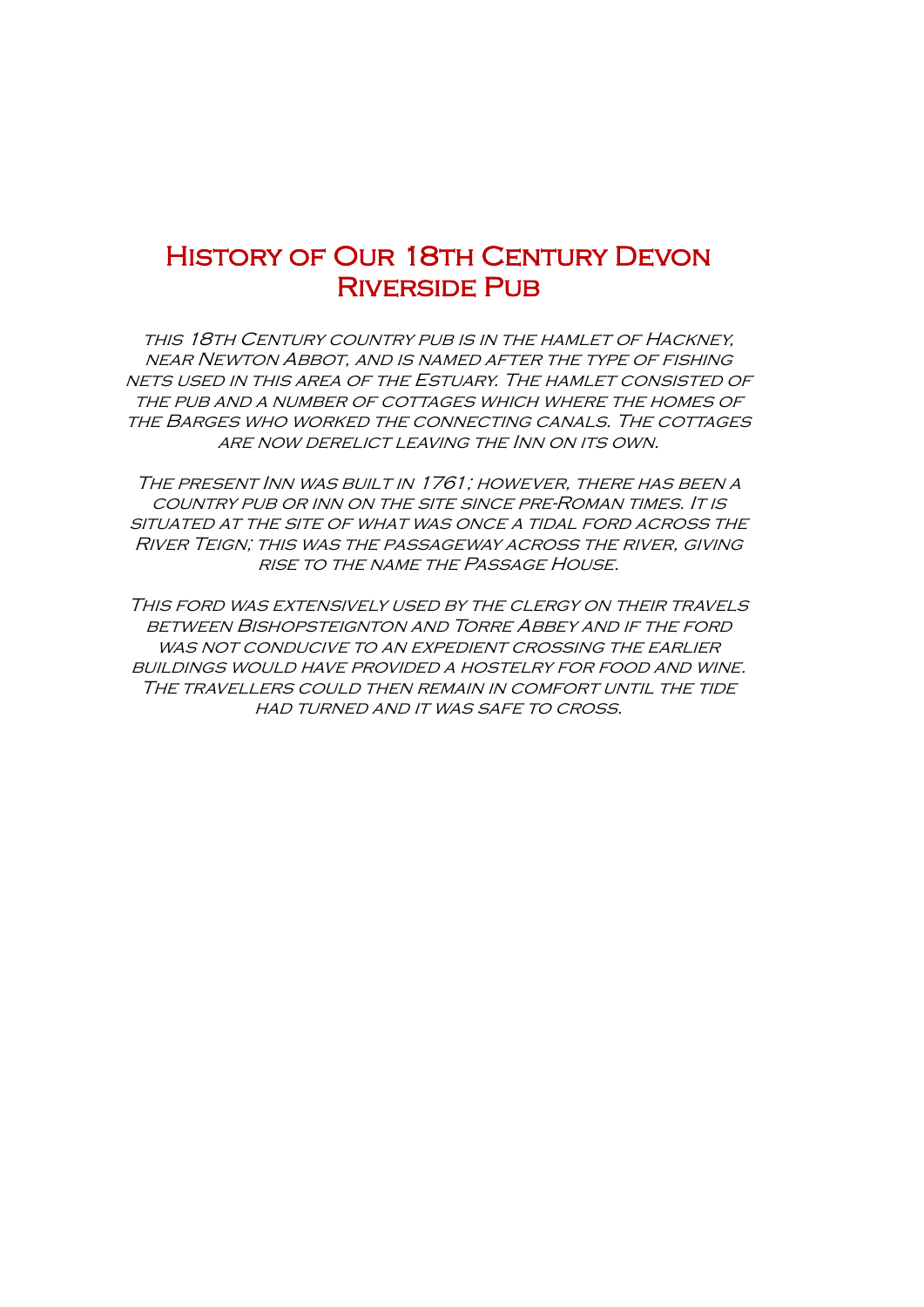# History of Our 18th Century Devon Riverside Pub

*this 18th Century country pub is in the hamlet of Hackney, near Newton Abbot, and is named after the type of fishing nets used in this area of the Estuary. The hamlet consisted of the pub and a number of cottages which where the homes of the Barges who worked the connecting canals. The cottages are now derelict leaving the Inn on its own.*

*The present Inn was built in 1761; however, there has been a country pub or inn on the site since pre-Roman times. It is situated at the site of what was once a tidal ford across the River Teign; this was the passageway across the river, giving rise to the name the Passage House.*

*This ford was extensively used by the clergy on their travels between Bishopsteignton and Torre Abbey and if the ford was not conducive to an expedient crossing the earlier buildings would have provided a hostelry for food and wine. The travellers could then remain in comfort until the tide had turned and it was safe to cross.*